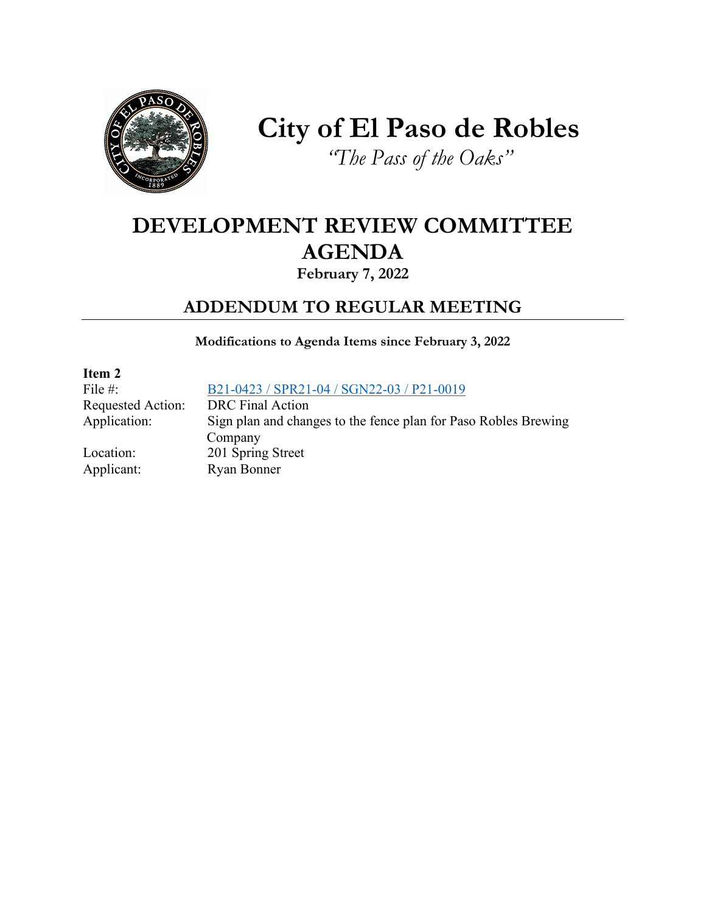# City of El Paso de Robles

*"The Pass of the Oaks"*

## DEVELOPMENT REVIEW COMMITTEE AGENDA

**February 7, 2022**

## ADDENDUM TO REGULAR MEETING

**Modifications to Agenda Items since February 3, 2022**

**Item 2**

File #: B21-0423 / SPR21-04 / SGN22-03 / P21-0019
Requested Action: DRC Final Action
Application: Sign plan and changes to the fence plan for Paso Robles Brewing Company
Location: 201 Spring Street
Applicant: Ryan Bonner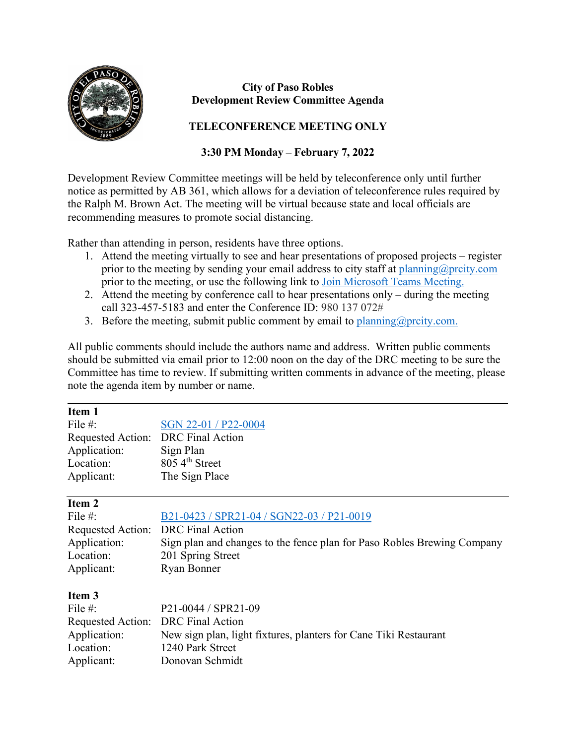**City of Paso Robles**
**Development Review Committee Agenda**

**TELECONFERENCE MEETING ONLY**

**3:30 PM Monday – February 7, 2022**

Development Review Committee meetings will be held by teleconference only until further notice as permitted by AB 361, which allows for a deviation of teleconference rules required by the Ralph M. Brown Act. The meeting will be virtual because state and local officials are recommending measures to promote social distancing.

Rather than attending in person, residents have three options.

1. Attend the meeting virtually to see and hear presentations of proposed projects – register prior to the meeting by sending your email address to city staff at planning@prcity.com prior to the meeting, or use the following link to Join Microsoft Teams Meeting.
2. Attend the meeting by conference call to hear presentations only – during the meeting call 323-457-5183 and enter the Conference ID: 980 137 072#
3. Before the meeting, submit public comment by email to planning@prcity.com.

All public comments should include the authors name and address. Written public comments should be submitted via email prior to 12:00 noon on the day of the DRC meeting to be sure the Committee has time to review. If submitting written comments in advance of the meeting, please note the agenda item by number or name.

---

**Item 1**

| | |
|---|---|
| File #: | SGN 22-01 / P22-0004 |
| Requested Action: | DRC Final Action |
| Application: | Sign Plan |
| Location: | 805 4th Street |
| Applicant: | The Sign Place |

---

**Item 2**

| | |
|---|---|
| File #: | B21-0423 / SPR21-04 / SGN22-03 / P21-0019 |
| Requested Action: | DRC Final Action |
| Application: | Sign plan and changes to the fence plan for Paso Robles Brewing Company |
| Location: | 201 Spring Street |
| Applicant: | Ryan Bonner |

---

**Item 3**

| | |
|---|---|
| File #: | P21-0044 / SPR21-09 |
| Requested Action: | DRC Final Action |
| Application: | New sign plan, light fixtures, planters for Cane Tiki Restaurant |
| Location: | 1240 Park Street |
| Applicant: | Donovan Schmidt |